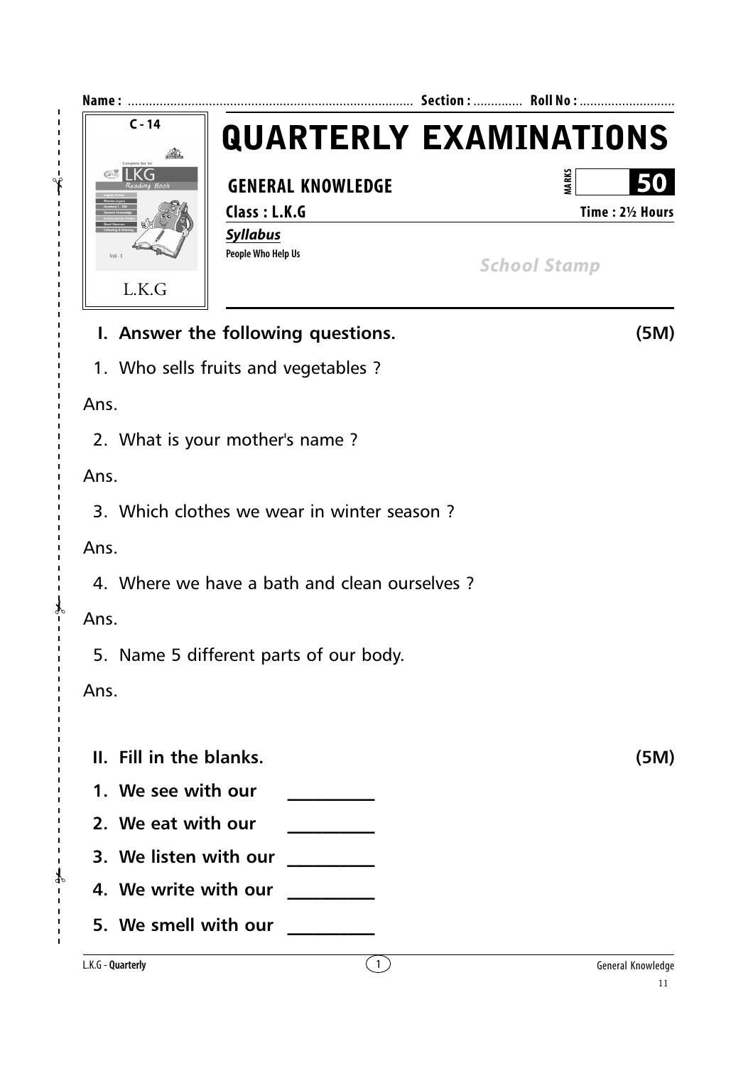**Name :** ................................................................................ **Section :** ............. **Roll No :** ..........................

C - 14

L.K.G

# QUARTERLY EXAMINATIONS

**GENERAL KNOWLEDGE** — **MARKS 50**

**Class : L.K.G** — **Time : 2½ Hours**

***Syllabus***

**People Who Help Us**

*School Stamp*

## I. Answer the following questions. (5M)

1. Who sells fruits and vegetables ?

Ans.

2. What is your mother's name ?

Ans.

3. Which clothes we wear in winter season ?

Ans.

4. Where we have a bath and clean ourselves ?

Ans.

5. Name 5 different parts of our body.

Ans.

## II. Fill in the blanks. (5M)

1. **We see with our ___________**
2. **We eat with our ___________**
3. **We listen with our ___________**
4. **We write with our ___________**
5. **We smell with our ___________**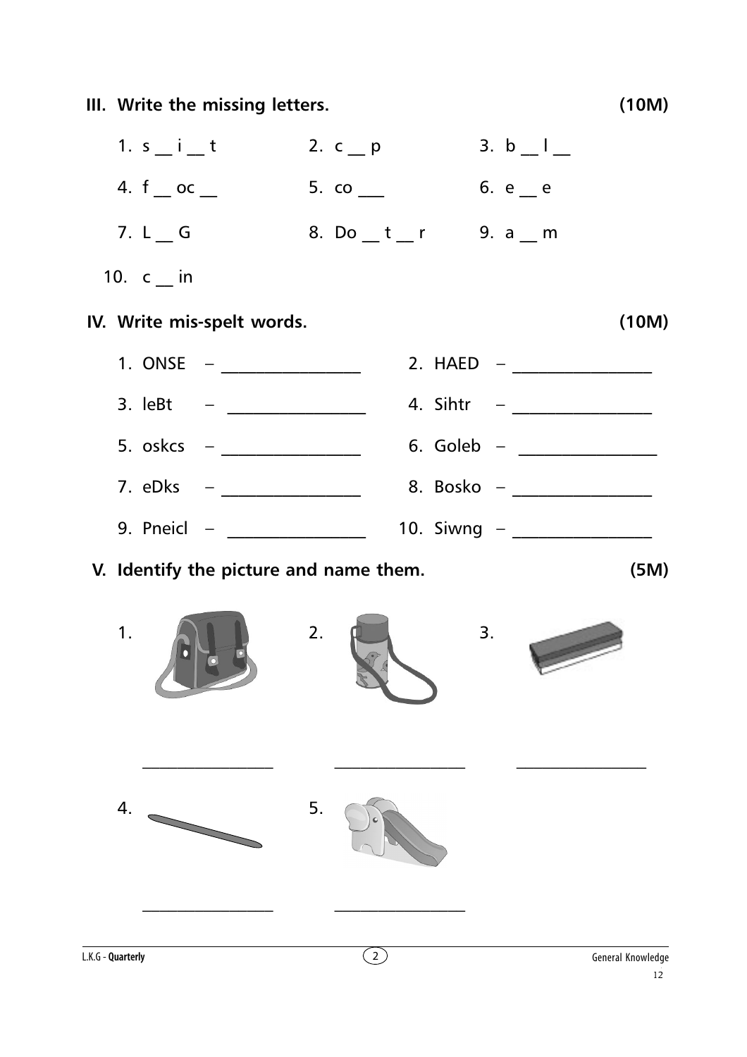## III. Write the missing letters. (10M)

1. s __ i __ t
2. c __ p
3. b __ l __
4. f __ oc __
5. co ___
6. e __ e
7. L __ G
8. Do __ t __ r
9. a __ m
10. c __ in

## IV. Write mis-spelt words. (10M)

1. ONSE – ________________
2. HAED – ________________
3. leBt – ________________
4. Sihtr – ________________
5. oskcs – ________________
6. Goleb – ________________
7. eDks – ________________
8. Bosko – ________________
9. Pneicl – ________________
10. Siwng – ________________

## V. Identify the picture and name them. (5M)

1. ________________
2. ________________
3. ________________
4. ________________
5. ________________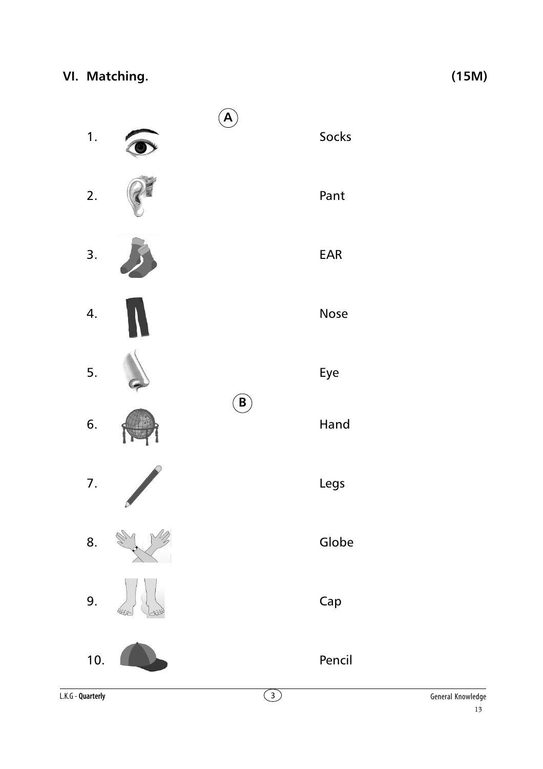## VI. Matching. (15M)

**A**

1. Socks

2. Pant

3. EAR

4. Nose

5. Eye

**B**

6. Hand

7. Legs

8. Globe

9. Cap

10. Pencil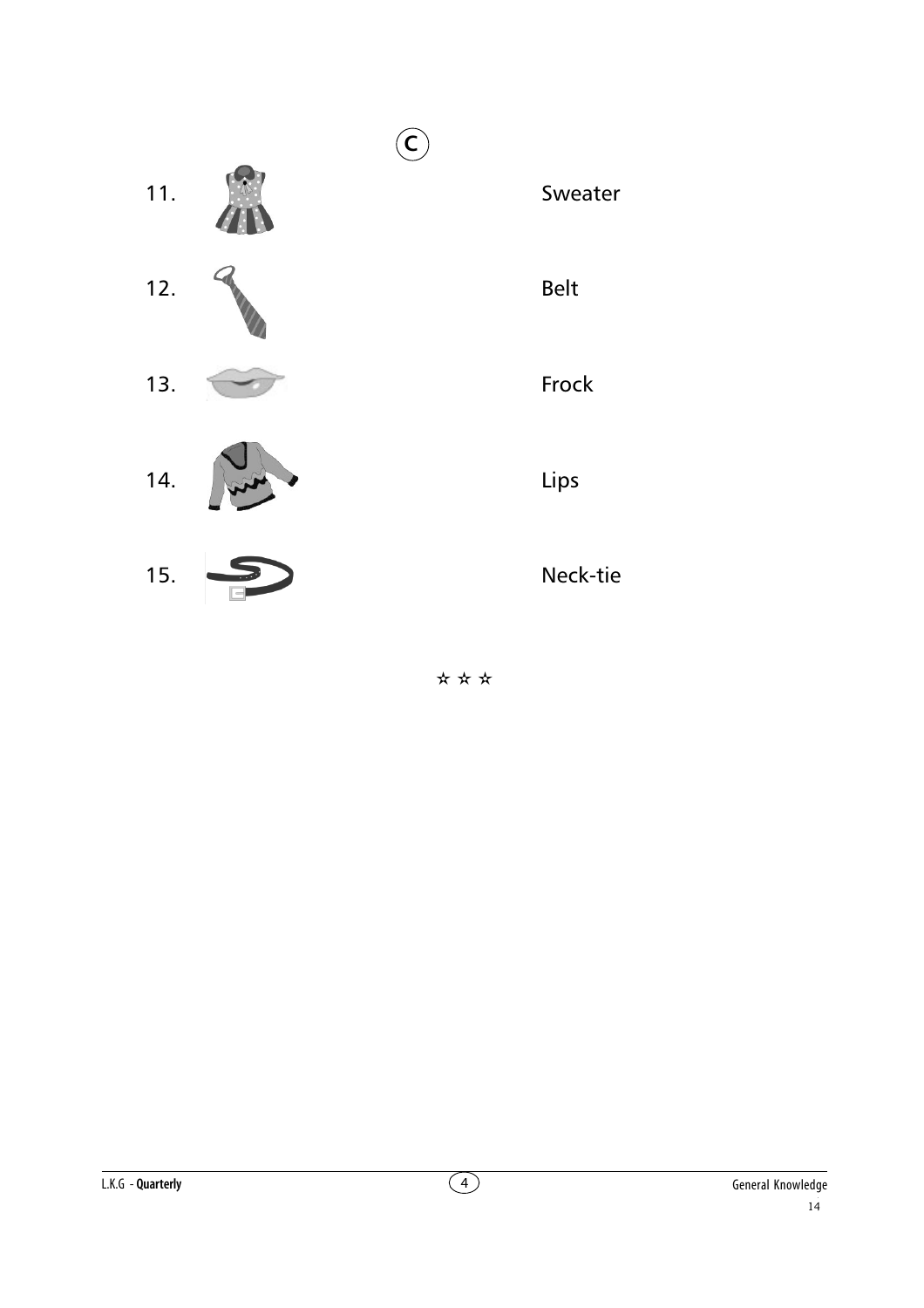(C)

11. Sweater

12. Belt

13. Frock

14. Lips

15. Neck-tie

☆ ☆ ☆